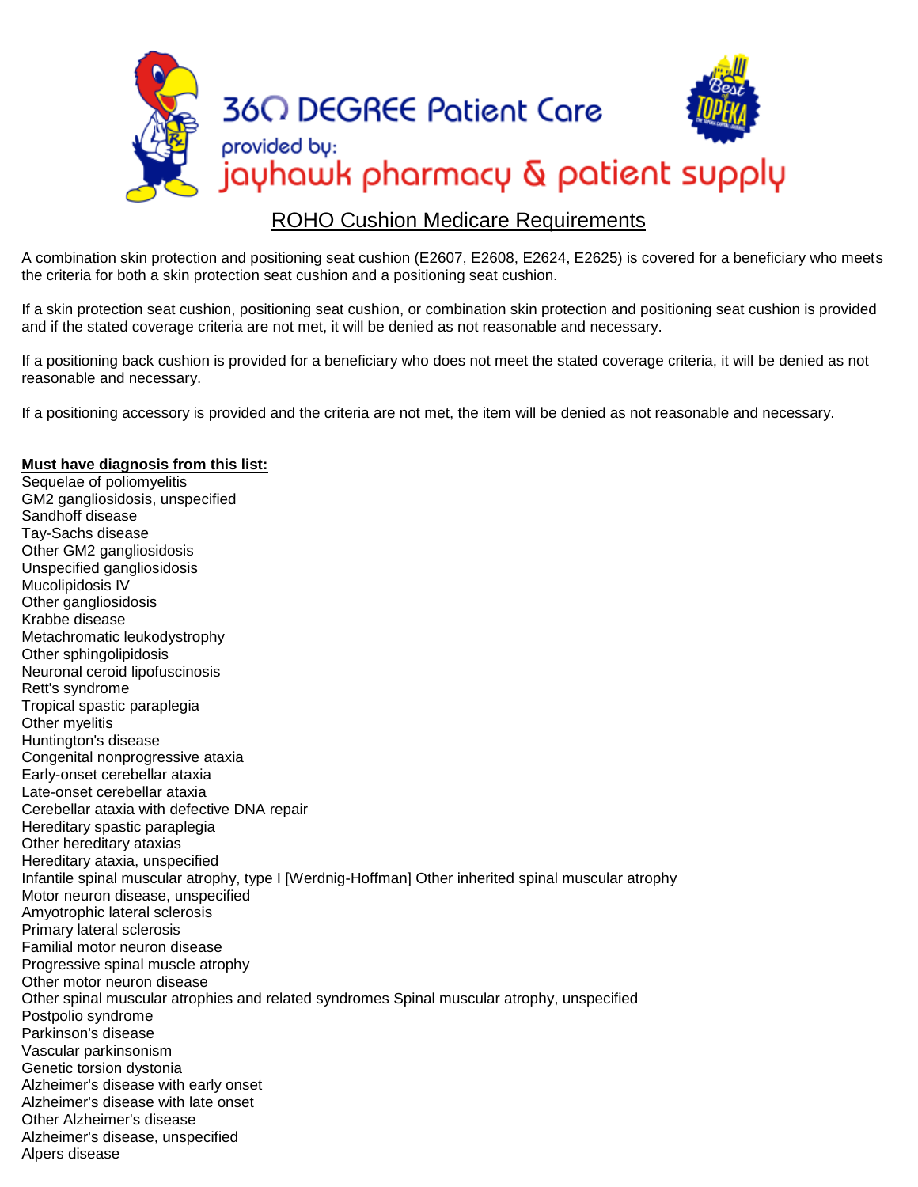360 DEGREE Patient Care

provided by:

jayhawk pharmacy & patient supply

## ROHO Cushion Medicare Requirements

A combination skin protection and positioning seat cushion (E2607, E2608, E2624, E2625) is covered for a beneficiary who meets the criteria for both a skin protection seat cushion and a positioning seat cushion.

If a skin protection seat cushion, positioning seat cushion, or combination skin protection and positioning seat cushion is provided and if the stated coverage criteria are not met, it will be denied as not reasonable and necessary.

If a positioning back cushion is provided for a beneficiary who does not meet the stated coverage criteria, it will be denied as not reasonable and necessary.

If a positioning accessory is provided and the criteria are not met, the item will be denied as not reasonable and necessary.

**Must have diagnosis from this list:**

Sequelae of poliomyelitis
GM2 gangliosidosis, unspecified
Sandhoff disease
Tay-Sachs disease
Other GM2 gangliosidosis
Unspecified gangliosidosis
Mucolipidosis IV
Other gangliosidosis
Krabbe disease
Metachromatic leukodystrophy
Other sphingolipidosis
Neuronal ceroid lipofuscinosis
Rett's syndrome
Tropical spastic paraplegia
Other myelitis
Huntington's disease
Congenital nonprogressive ataxia
Early-onset cerebellar ataxia
Late-onset cerebellar ataxia
Cerebellar ataxia with defective DNA repair
Hereditary spastic paraplegia
Other hereditary ataxias
Hereditary ataxia, unspecified
Infantile spinal muscular atrophy, type I [Werdnig-Hoffman] Other inherited spinal muscular atrophy
Motor neuron disease, unspecified
Amyotrophic lateral sclerosis
Primary lateral sclerosis
Familial motor neuron disease
Progressive spinal muscle atrophy
Other motor neuron disease
Other spinal muscular atrophies and related syndromes Spinal muscular atrophy, unspecified
Postpolio syndrome
Parkinson's disease
Vascular parkinsonism
Genetic torsion dystonia
Alzheimer's disease with early onset
Alzheimer's disease with late onset
Other Alzheimer's disease
Alzheimer's disease, unspecified
Alpers disease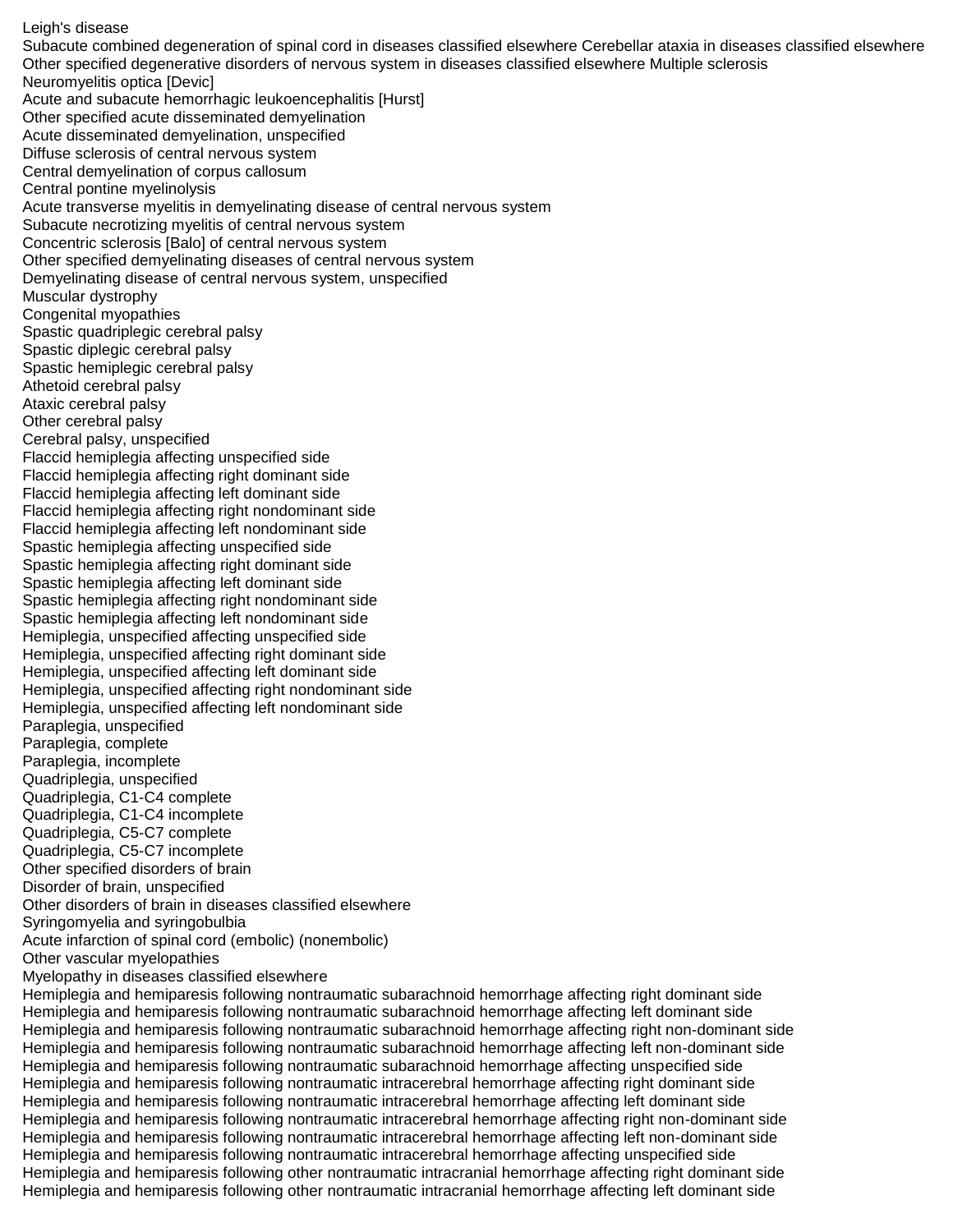Leigh's disease
Subacute combined degeneration of spinal cord in diseases classified elsewhere Cerebellar ataxia in diseases classified elsewhere
Other specified degenerative disorders of nervous system in diseases classified elsewhere Multiple sclerosis
Neuromyelitis optica [Devic]
Acute and subacute hemorrhagic leukoencephalitis [Hurst]
Other specified acute disseminated demyelination
Acute disseminated demyelination, unspecified
Diffuse sclerosis of central nervous system
Central demyelination of corpus callosum
Central pontine myelinolysis
Acute transverse myelitis in demyelinating disease of central nervous system
Subacute necrotizing myelitis of central nervous system
Concentric sclerosis [Balo] of central nervous system
Other specified demyelinating diseases of central nervous system
Demyelinating disease of central nervous system, unspecified
Muscular dystrophy
Congenital myopathies
Spastic quadriplegic cerebral palsy
Spastic diplegic cerebral palsy
Spastic hemiplegic cerebral palsy
Athetoid cerebral palsy
Ataxic cerebral palsy
Other cerebral palsy
Cerebral palsy, unspecified
Flaccid hemiplegia affecting unspecified side
Flaccid hemiplegia affecting right dominant side
Flaccid hemiplegia affecting left dominant side
Flaccid hemiplegia affecting right nondominant side
Flaccid hemiplegia affecting left nondominant side
Spastic hemiplegia affecting unspecified side
Spastic hemiplegia affecting right dominant side
Spastic hemiplegia affecting left dominant side
Spastic hemiplegia affecting right nondominant side
Spastic hemiplegia affecting left nondominant side
Hemiplegia, unspecified affecting unspecified side
Hemiplegia, unspecified affecting right dominant side
Hemiplegia, unspecified affecting left dominant side
Hemiplegia, unspecified affecting right nondominant side
Hemiplegia, unspecified affecting left nondominant side
Paraplegia, unspecified
Paraplegia, complete
Paraplegia, incomplete
Quadriplegia, unspecified
Quadriplegia, C1-C4 complete
Quadriplegia, C1-C4 incomplete
Quadriplegia, C5-C7 complete
Quadriplegia, C5-C7 incomplete
Other specified disorders of brain
Disorder of brain, unspecified
Other disorders of brain in diseases classified elsewhere
Syringomyelia and syringobulbia
Acute infarction of spinal cord (embolic) (nonembolic)
Other vascular myelopathies
Myelopathy in diseases classified elsewhere
Hemiplegia and hemiparesis following nontraumatic subarachnoid hemorrhage affecting right dominant side
Hemiplegia and hemiparesis following nontraumatic subarachnoid hemorrhage affecting left dominant side
Hemiplegia and hemiparesis following nontraumatic subarachnoid hemorrhage affecting right non-dominant side
Hemiplegia and hemiparesis following nontraumatic subarachnoid hemorrhage affecting left non-dominant side
Hemiplegia and hemiparesis following nontraumatic subarachnoid hemorrhage affecting unspecified side
Hemiplegia and hemiparesis following nontraumatic intracerebral hemorrhage affecting right dominant side
Hemiplegia and hemiparesis following nontraumatic intracerebral hemorrhage affecting left dominant side
Hemiplegia and hemiparesis following nontraumatic intracerebral hemorrhage affecting right non-dominant side
Hemiplegia and hemiparesis following nontraumatic intracerebral hemorrhage affecting left non-dominant side
Hemiplegia and hemiparesis following nontraumatic intracerebral hemorrhage affecting unspecified side
Hemiplegia and hemiparesis following other nontraumatic intracranial hemorrhage affecting right dominant side
Hemiplegia and hemiparesis following other nontraumatic intracranial hemorrhage affecting left dominant side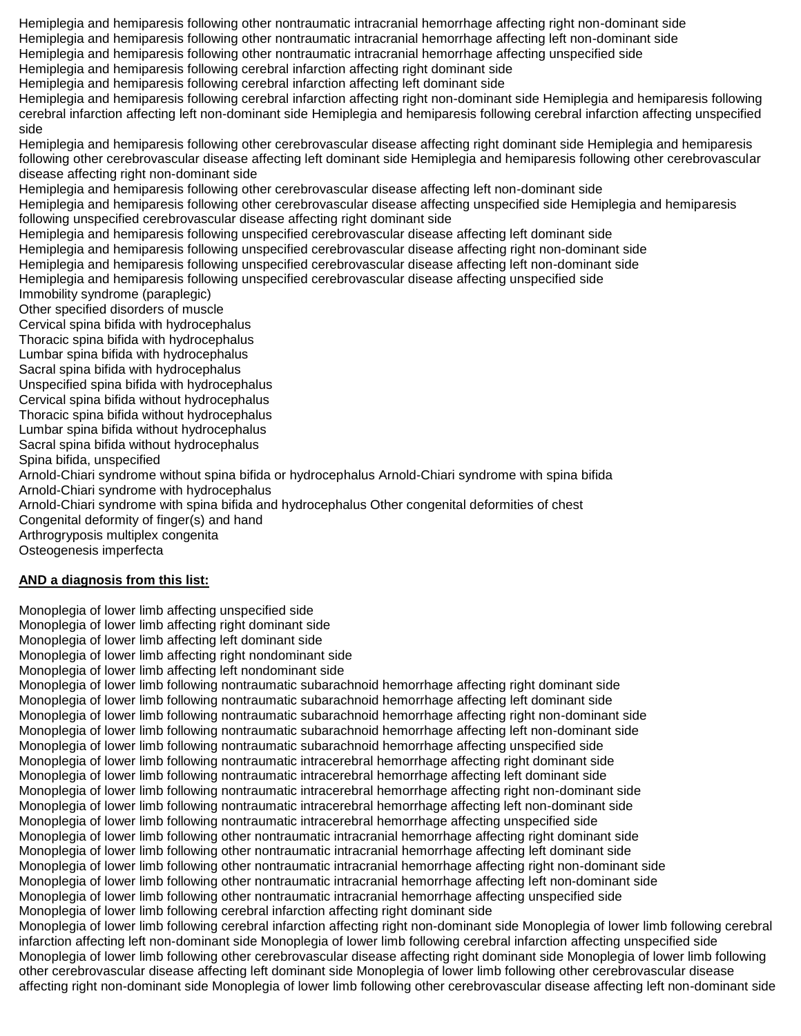Hemiplegia and hemiparesis following other nontraumatic intracranial hemorrhage affecting right non-dominant side
Hemiplegia and hemiparesis following other nontraumatic intracranial hemorrhage affecting left non-dominant side
Hemiplegia and hemiparesis following other nontraumatic intracranial hemorrhage affecting unspecified side
Hemiplegia and hemiparesis following cerebral infarction affecting right dominant side
Hemiplegia and hemiparesis following cerebral infarction affecting left dominant side
Hemiplegia and hemiparesis following cerebral infarction affecting right non-dominant side Hemiplegia and hemiparesis following cerebral infarction affecting left non-dominant side Hemiplegia and hemiparesis following cerebral infarction affecting unspecified side
Hemiplegia and hemiparesis following other cerebrovascular disease affecting right dominant side Hemiplegia and hemiparesis following other cerebrovascular disease affecting left dominant side Hemiplegia and hemiparesis following other cerebrovascular disease affecting right non-dominant side
Hemiplegia and hemiparesis following other cerebrovascular disease affecting left non-dominant side
Hemiplegia and hemiparesis following other cerebrovascular disease affecting unspecified side Hemiplegia and hemiparesis following unspecified cerebrovascular disease affecting right dominant side
Hemiplegia and hemiparesis following unspecified cerebrovascular disease affecting left dominant side
Hemiplegia and hemiparesis following unspecified cerebrovascular disease affecting right non-dominant side
Hemiplegia and hemiparesis following unspecified cerebrovascular disease affecting left non-dominant side
Hemiplegia and hemiparesis following unspecified cerebrovascular disease affecting unspecified side
Immobility syndrome (paraplegic)
Other specified disorders of muscle
Cervical spina bifida with hydrocephalus
Thoracic spina bifida with hydrocephalus
Lumbar spina bifida with hydrocephalus
Sacral spina bifida with hydrocephalus
Unspecified spina bifida with hydrocephalus
Cervical spina bifida without hydrocephalus
Thoracic spina bifida without hydrocephalus
Lumbar spina bifida without hydrocephalus
Sacral spina bifida without hydrocephalus
Spina bifida, unspecified
Arnold-Chiari syndrome without spina bifida or hydrocephalus Arnold-Chiari syndrome with spina bifida
Arnold-Chiari syndrome with hydrocephalus
Arnold-Chiari syndrome with spina bifida and hydrocephalus Other congenital deformities of chest
Congenital deformity of finger(s) and hand
Arthrogryposis multiplex congenita
Osteogenesis imperfecta

**AND a diagnosis from this list:**

Monoplegia of lower limb affecting unspecified side
Monoplegia of lower limb affecting right dominant side
Monoplegia of lower limb affecting left dominant side
Monoplegia of lower limb affecting right nondominant side
Monoplegia of lower limb affecting left nondominant side
Monoplegia of lower limb following nontraumatic subarachnoid hemorrhage affecting right dominant side
Monoplegia of lower limb following nontraumatic subarachnoid hemorrhage affecting left dominant side
Monoplegia of lower limb following nontraumatic subarachnoid hemorrhage affecting right non-dominant side
Monoplegia of lower limb following nontraumatic subarachnoid hemorrhage affecting left non-dominant side
Monoplegia of lower limb following nontraumatic subarachnoid hemorrhage affecting unspecified side
Monoplegia of lower limb following nontraumatic intracerebral hemorrhage affecting right dominant side
Monoplegia of lower limb following nontraumatic intracerebral hemorrhage affecting left dominant side
Monoplegia of lower limb following nontraumatic intracerebral hemorrhage affecting right non-dominant side
Monoplegia of lower limb following nontraumatic intracerebral hemorrhage affecting left non-dominant side
Monoplegia of lower limb following nontraumatic intracerebral hemorrhage affecting unspecified side
Monoplegia of lower limb following other nontraumatic intracranial hemorrhage affecting right dominant side
Monoplegia of lower limb following other nontraumatic intracranial hemorrhage affecting left dominant side
Monoplegia of lower limb following other nontraumatic intracranial hemorrhage affecting right non-dominant side
Monoplegia of lower limb following other nontraumatic intracranial hemorrhage affecting left non-dominant side
Monoplegia of lower limb following other nontraumatic intracranial hemorrhage affecting unspecified side
Monoplegia of lower limb following cerebral infarction affecting right dominant side
Monoplegia of lower limb following cerebral infarction affecting right non-dominant side Monoplegia of lower limb following cerebral infarction affecting left non-dominant side Monoplegia of lower limb following cerebral infarction affecting unspecified side
Monoplegia of lower limb following other cerebrovascular disease affecting right dominant side Monoplegia of lower limb following other cerebrovascular disease affecting left dominant side Monoplegia of lower limb following other cerebrovascular disease affecting right non-dominant side Monoplegia of lower limb following other cerebrovascular disease affecting left non-dominant side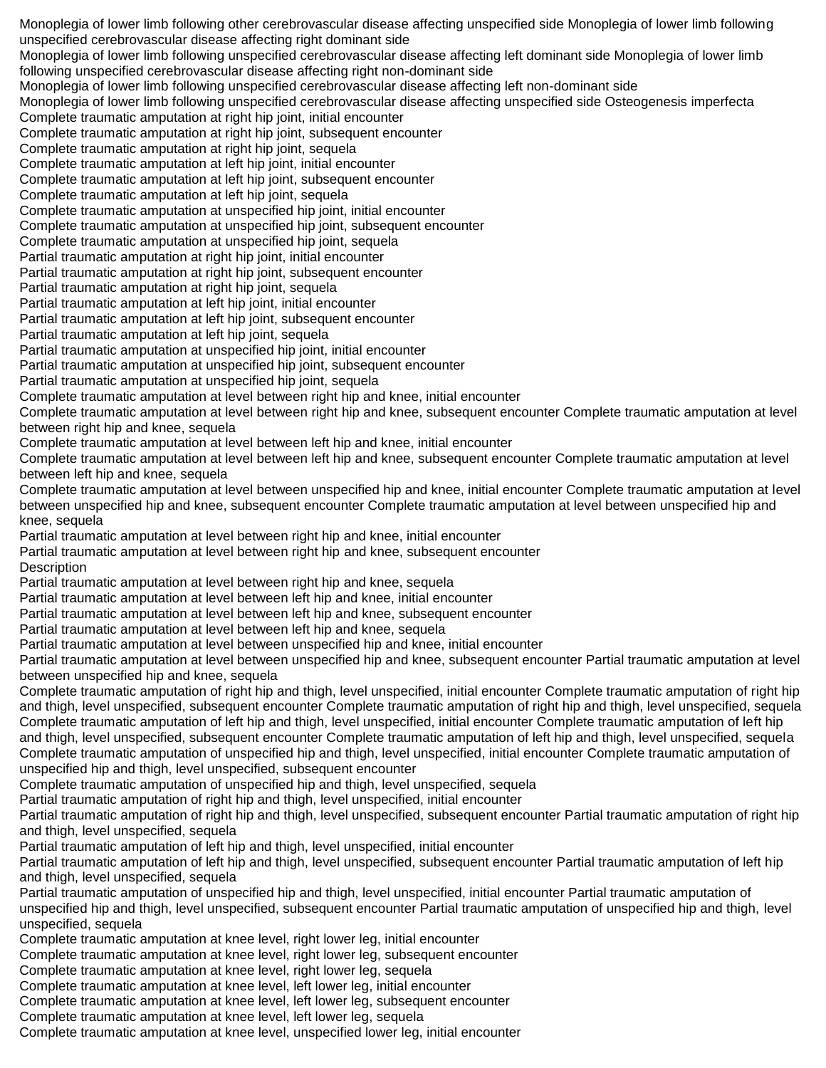Monoplegia of lower limb following other cerebrovascular disease affecting unspecified side Monoplegia of lower limb following unspecified cerebrovascular disease affecting right dominant side
Monoplegia of lower limb following unspecified cerebrovascular disease affecting left dominant side Monoplegia of lower limb following unspecified cerebrovascular disease affecting right non-dominant side
Monoplegia of lower limb following unspecified cerebrovascular disease affecting left non-dominant side
Monoplegia of lower limb following unspecified cerebrovascular disease affecting unspecified side Osteogenesis imperfecta
Complete traumatic amputation at right hip joint, initial encounter
Complete traumatic amputation at right hip joint, subsequent encounter
Complete traumatic amputation at right hip joint, sequela
Complete traumatic amputation at left hip joint, initial encounter
Complete traumatic amputation at left hip joint, subsequent encounter
Complete traumatic amputation at left hip joint, sequela
Complete traumatic amputation at unspecified hip joint, initial encounter
Complete traumatic amputation at unspecified hip joint, subsequent encounter
Complete traumatic amputation at unspecified hip joint, sequela
Partial traumatic amputation at right hip joint, initial encounter
Partial traumatic amputation at right hip joint, subsequent encounter
Partial traumatic amputation at right hip joint, sequela
Partial traumatic amputation at left hip joint, initial encounter
Partial traumatic amputation at left hip joint, subsequent encounter
Partial traumatic amputation at left hip joint, sequela
Partial traumatic amputation at unspecified hip joint, initial encounter
Partial traumatic amputation at unspecified hip joint, subsequent encounter
Partial traumatic amputation at unspecified hip joint, sequela
Complete traumatic amputation at level between right hip and knee, initial encounter
Complete traumatic amputation at level between right hip and knee, subsequent encounter Complete traumatic amputation at level between right hip and knee, sequela
Complete traumatic amputation at level between left hip and knee, initial encounter
Complete traumatic amputation at level between left hip and knee, subsequent encounter Complete traumatic amputation at level between left hip and knee, sequela
Complete traumatic amputation at level between unspecified hip and knee, initial encounter Complete traumatic amputation at level between unspecified hip and knee, subsequent encounter Complete traumatic amputation at level between unspecified hip and knee, sequela
Partial traumatic amputation at level between right hip and knee, initial encounter
Partial traumatic amputation at level between right hip and knee, subsequent encounter
Description
Partial traumatic amputation at level between right hip and knee, sequela
Partial traumatic amputation at level between left hip and knee, initial encounter
Partial traumatic amputation at level between left hip and knee, subsequent encounter
Partial traumatic amputation at level between left hip and knee, sequela
Partial traumatic amputation at level between unspecified hip and knee, initial encounter
Partial traumatic amputation at level between unspecified hip and knee, subsequent encounter Partial traumatic amputation at level between unspecified hip and knee, sequela
Complete traumatic amputation of right hip and thigh, level unspecified, initial encounter Complete traumatic amputation of right hip and thigh, level unspecified, subsequent encounter Complete traumatic amputation of right hip and thigh, level unspecified, sequela Complete traumatic amputation of left hip and thigh, level unspecified, initial encounter Complete traumatic amputation of left hip and thigh, level unspecified, subsequent encounter Complete traumatic amputation of left hip and thigh, level unspecified, sequela
Complete traumatic amputation of unspecified hip and thigh, level unspecified, initial encounter Complete traumatic amputation of unspecified hip and thigh, level unspecified, subsequent encounter
Complete traumatic amputation of unspecified hip and thigh, level unspecified, sequela
Partial traumatic amputation of right hip and thigh, level unspecified, initial encounter
Partial traumatic amputation of right hip and thigh, level unspecified, subsequent encounter Partial traumatic amputation of right hip and thigh, level unspecified, sequela
Partial traumatic amputation of left hip and thigh, level unspecified, initial encounter
Partial traumatic amputation of left hip and thigh, level unspecified, subsequent encounter Partial traumatic amputation of left hip and thigh, level unspecified, sequela
Partial traumatic amputation of unspecified hip and thigh, level unspecified, initial encounter Partial traumatic amputation of unspecified hip and thigh, level unspecified, subsequent encounter Partial traumatic amputation of unspecified hip and thigh, level unspecified, sequela
Complete traumatic amputation at knee level, right lower leg, initial encounter
Complete traumatic amputation at knee level, right lower leg, subsequent encounter
Complete traumatic amputation at knee level, right lower leg, sequela
Complete traumatic amputation at knee level, left lower leg, initial encounter
Complete traumatic amputation at knee level, left lower leg, subsequent encounter
Complete traumatic amputation at knee level, left lower leg, sequela
Complete traumatic amputation at knee level, unspecified lower leg, initial encounter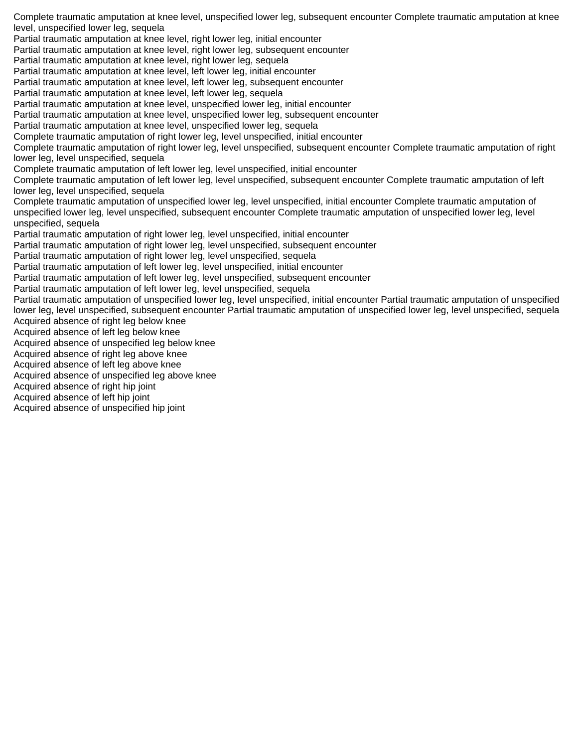Complete traumatic amputation at knee level, unspecified lower leg, subsequent encounter Complete traumatic amputation at knee level, unspecified lower leg, sequela
Partial traumatic amputation at knee level, right lower leg, initial encounter
Partial traumatic amputation at knee level, right lower leg, subsequent encounter
Partial traumatic amputation at knee level, right lower leg, sequela
Partial traumatic amputation at knee level, left lower leg, initial encounter
Partial traumatic amputation at knee level, left lower leg, subsequent encounter
Partial traumatic amputation at knee level, left lower leg, sequela
Partial traumatic amputation at knee level, unspecified lower leg, initial encounter
Partial traumatic amputation at knee level, unspecified lower leg, subsequent encounter
Partial traumatic amputation at knee level, unspecified lower leg, sequela
Complete traumatic amputation of right lower leg, level unspecified, initial encounter
Complete traumatic amputation of right lower leg, level unspecified, subsequent encounter Complete traumatic amputation of right lower leg, level unspecified, sequela
Complete traumatic amputation of left lower leg, level unspecified, initial encounter
Complete traumatic amputation of left lower leg, level unspecified, subsequent encounter Complete traumatic amputation of left lower leg, level unspecified, sequela
Complete traumatic amputation of unspecified lower leg, level unspecified, initial encounter Complete traumatic amputation of unspecified lower leg, level unspecified, subsequent encounter Complete traumatic amputation of unspecified lower leg, level unspecified, sequela
Partial traumatic amputation of right lower leg, level unspecified, initial encounter
Partial traumatic amputation of right lower leg, level unspecified, subsequent encounter
Partial traumatic amputation of right lower leg, level unspecified, sequela
Partial traumatic amputation of left lower leg, level unspecified, initial encounter
Partial traumatic amputation of left lower leg, level unspecified, subsequent encounter
Partial traumatic amputation of left lower leg, level unspecified, sequela
Partial traumatic amputation of unspecified lower leg, level unspecified, initial encounter Partial traumatic amputation of unspecified lower leg, level unspecified, subsequent encounter Partial traumatic amputation of unspecified lower leg, level unspecified, sequela
Acquired absence of right leg below knee
Acquired absence of left leg below knee
Acquired absence of unspecified leg below knee
Acquired absence of right leg above knee
Acquired absence of left leg above knee
Acquired absence of unspecified leg above knee
Acquired absence of right hip joint
Acquired absence of left hip joint
Acquired absence of unspecified hip joint